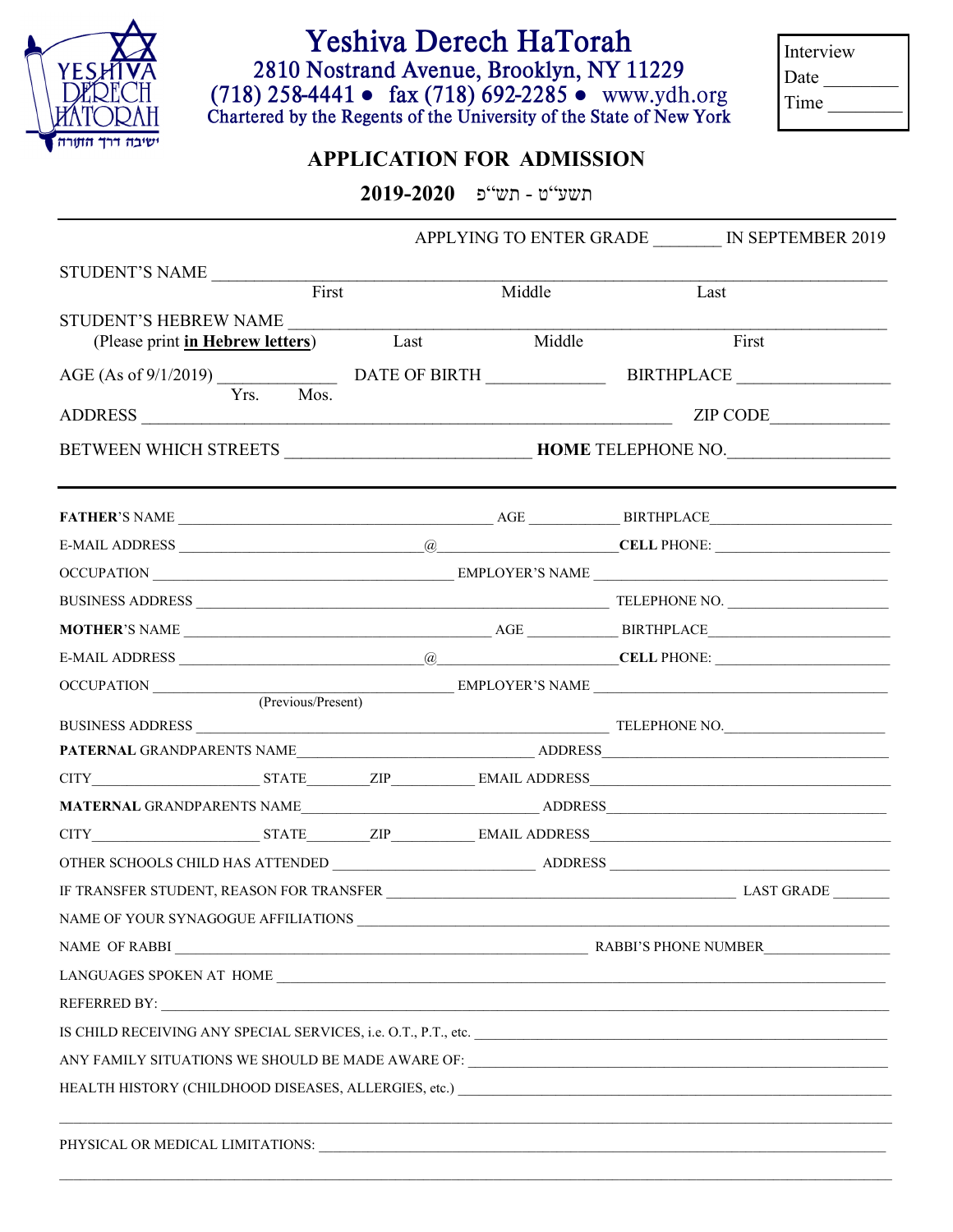# Yeshiva Derech HaTorah

2810 Nostrand Avenue, Brooklyn, NY 11229

(718) 258-4441 • fax (718) 692-2285 • www.ydh.org

Chartered by the Regents of the University of the State of New York

Interview
Date ________
Time ________

## APPLICATION FOR ADMISSION

**2019-2020** תשע"ט - תש"פ

APPLYING TO ENTER GRADE _______ IN SEPTEMBER 2019

STUDENT'S NAME ______________________________________________
First    Middle    Last

STUDENT'S HEBREW NAME ______________________________________________
(Please print **in Hebrew letters**)    Last    Middle    First

AGE (As of 9/1/2019) ____________ DATE OF BIRTH _____________ BIRTHPLACE _________________
Yrs.  Mos.

ADDRESS ______________________________________________ ZIP CODE_____________

BETWEEN WHICH STREETS __________________________ **HOME** TELEPHONE NO._________________

---

**FATHER**'S NAME ________________________________ AGE ___________ BIRTHPLACE______________________

E-MAIL ADDRESS ____________________________@_____________________**CELL** PHONE: ______________________

OCCUPATION ____________________________________ EMPLOYER'S NAME _________________________________

BUSINESS ADDRESS _____________________________________________ TELEPHONE NO. ____________________

**MOTHER**'S NAME ________________________________ AGE ___________ BIRTHPLACE______________________

E-MAIL ADDRESS ____________________________@_____________________**CELL** PHONE: ______________________

OCCUPATION ____________________________________ EMPLOYER'S NAME _________________________________
(Previous/Present)

BUSINESS ADDRESS _____________________________________________ TELEPHONE NO.____________________

**PATERNAL** GRANDPARENTS NAME____________________________ ADDRESS______________________________________

CITY_____________________ STATE________ZIP__________ EMAIL ADDRESS_____________________________________

**MATERNAL** GRANDPARENTS NAME____________________________ ADDRESS______________________________________

CITY_____________________ STATE________ZIP__________ EMAIL ADDRESS_____________________________________

OTHER SCHOOLS CHILD HAS ATTENDED __________________________ ADDRESS ___________________________________

IF TRANSFER STUDENT, REASON FOR TRANSFER __________________________________________ LAST GRADE _______

NAME OF YOUR SYNAGOGUE AFFILIATIONS _________________________________________________________________

NAME OF RABBI __________________________________________________ RABBI'S PHONE NUMBER________________

LANGUAGES SPOKEN AT HOME ________________________________________________________________________

REFERRED BY: _________________________________________________________________________________

IS CHILD RECEIVING ANY SPECIAL SERVICES, i.e. O.T., P.T., etc. _______________________________________________

ANY FAMILY SITUATIONS WE SHOULD BE MADE AWARE OF: ____________________________________________________

HEALTH HISTORY (CHILDHOOD DISEASES, ALLERGIES, etc.) ____________________________________________________

_____________________________________________________________________________________________

PHYSICAL OR MEDICAL LIMITATIONS: _____________________________________________________________________

_____________________________________________________________________________________________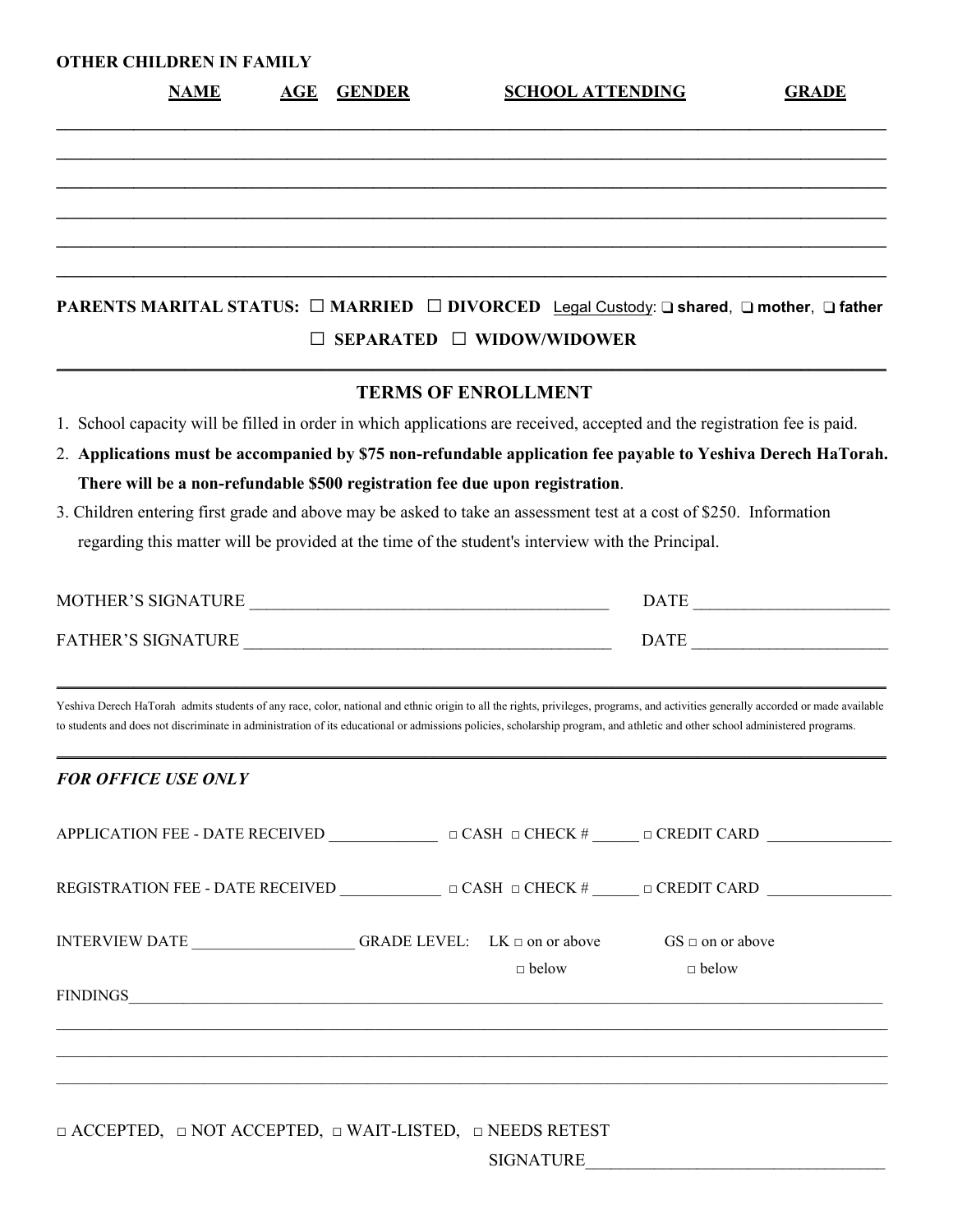**OTHER CHILDREN IN FAMILY**

| NAME | AGE | GENDER | SCHOOL ATTENDING | GRADE |
|---|---|---|---|---|
| | | | | |
| | | | | |
| | | | | |
| | | | | |
| | | | | |
| | | | | |

**PARENTS MARITAL STATUS:** ☐ **MARRIED** ☐ **DIVORCED** Legal Custody: ❑ **shared**, ❑ **mother**, ❑ **father**

☐ **SEPARATED** ☐ **WIDOW/WIDOWER**

## TERMS OF ENROLLMENT

1. School capacity will be filled in order in which applications are received, accepted and the registration fee is paid.
2. **Applications must be accompanied by $75 non-refundable application fee payable to Yeshiva Derech HaTorah. There will be a non-refundable $500 registration fee due upon registration**.
3. Children entering first grade and above may be asked to take an assessment test at a cost of $250. Information regarding this matter will be provided at the time of the student's interview with the Principal.

MOTHER'S SIGNATURE ____________________________________________ DATE ______________________

FATHER'S SIGNATURE ____________________________________________ DATE ______________________

Yeshiva Derech HaTorah admits students of any race, color, national and ethnic origin to all the rights, privileges, programs, and activities generally accorded or made available to students and does not discriminate in administration of its educational or admissions policies, scholarship program, and athletic and other school administered programs.

***FOR OFFICE USE ONLY***

APPLICATION FEE - DATE RECEIVED _____________ □ CASH □ CHECK # ______ □ CREDIT CARD _______________

REGISTRATION FEE - DATE RECEIVED _____________ □ CASH □ CHECK # ______ □ CREDIT CARD _______________

INTERVIEW DATE ____________________ GRADE LEVEL: LK □ on or above □ below GS □ on or above □ below

FINDINGS_____________________________________________________________________________________

_____________________________________________________________________________________________

_____________________________________________________________________________________________

_____________________________________________________________________________________________

□ ACCEPTED, □ NOT ACCEPTED, □ WAIT-LISTED, □ NEEDS RETEST

SIGNATURE___________________________________